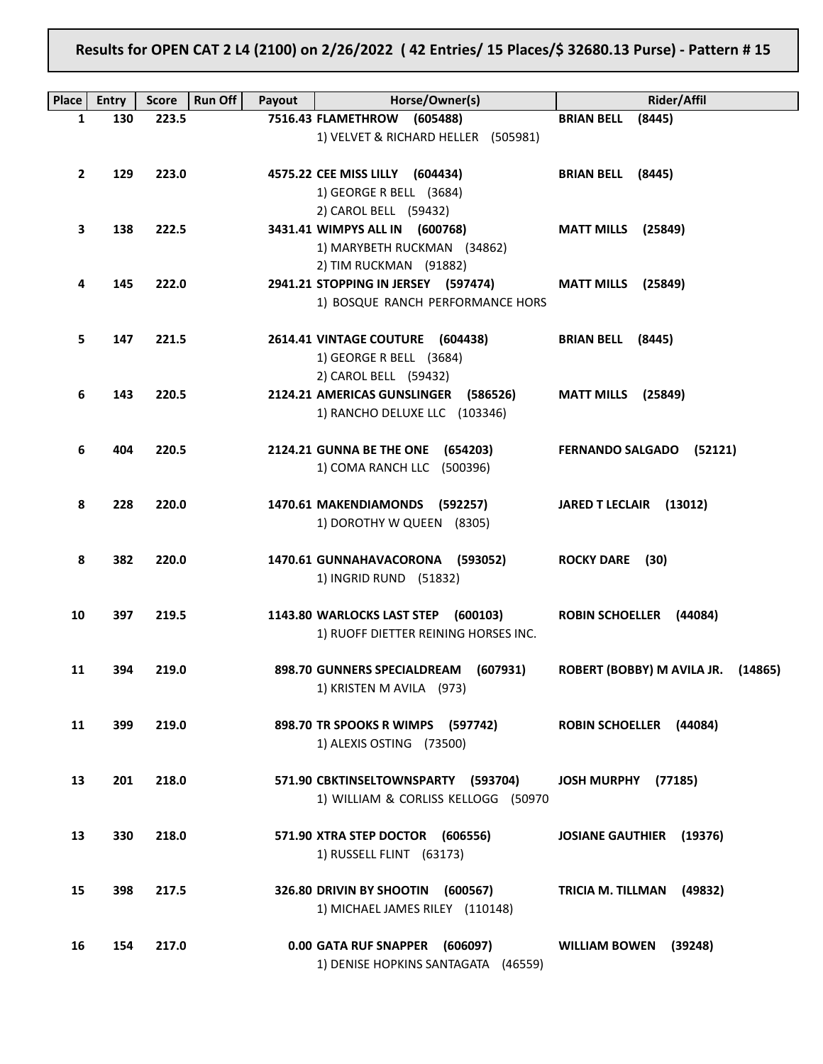**Results for OPEN CAT 2 L4 (2100) on 2/26/2022 ( 42 Entries/ 15 Places/$ 32680.13 Purse) - Pattern # 15**

| Place | Entry | Score | Run Off | Payout | Horse/Owner(s) | Rider/Affil |
|---|---|---|---|---|---|---|
| 1 | 130 | 223.5 | | 7516.43 | **FLAMETHROW (605488)**<br>1) VELVET & RICHARD HELLER (505981) | **BRIAN BELL (8445)** |
| 2 | 129 | 223.0 | | 4575.22 | **CEE MISS LILLY (604434)**<br>1) GEORGE R BELL (3684)<br>2) CAROL BELL (59432) | **BRIAN BELL (8445)** |
| 3 | 138 | 222.5 | | 3431.41 | **WIMPYS ALL IN (600768)**<br>1) MARYBETH RUCKMAN (34862)<br>2) TIM RUCKMAN (91882) | **MATT MILLS (25849)** |
| 4 | 145 | 222.0 | | 2941.21 | **STOPPING IN JERSEY (597474)**<br>1) BOSQUE RANCH PERFORMANCE HORS | **MATT MILLS (25849)** |
| 5 | 147 | 221.5 | | 2614.41 | **VINTAGE COUTURE (604438)**<br>1) GEORGE R BELL (3684)<br>2) CAROL BELL (59432) | **BRIAN BELL (8445)** |
| 6 | 143 | 220.5 | | 2124.21 | **AMERICAS GUNSLINGER (586526)**<br>1) RANCHO DELUXE LLC (103346) | **MATT MILLS (25849)** |
| 6 | 404 | 220.5 | | 2124.21 | **GUNNA BE THE ONE (654203)**<br>1) COMA RANCH LLC (500396) | **FERNANDO SALGADO (52121)** |
| 8 | 228 | 220.0 | | 1470.61 | **MAKENDIAMONDS (592257)**<br>1) DOROTHY W QUEEN (8305) | **JARED T LECLAIR (13012)** |
| 8 | 382 | 220.0 | | 1470.61 | **GUNNAHAVACORONA (593052)**<br>1) INGRID RUND (51832) | **ROCKY DARE (30)** |
| 10 | 397 | 219.5 | | 1143.80 | **WARLOCKS LAST STEP (600103)**<br>1) RUOFF DIETTER REINING HORSES INC. | **ROBIN SCHOELLER (44084)** |
| 11 | 394 | 219.0 | | 898.70 | **GUNNERS SPECIALDREAM (607931)**<br>1) KRISTEN M AVILA (973) | **ROBERT (BOBBY) M AVILA JR. (14865)** |
| 11 | 399 | 219.0 | | 898.70 | **TR SPOOKS R WIMPS (597742)**<br>1) ALEXIS OSTING (73500) | **ROBIN SCHOELLER (44084)** |
| 13 | 201 | 218.0 | | 571.90 | **CBKTINSELTOWNSPARTY (593704)**<br>1) WILLIAM & CORLISS KELLOGG (50970 | **JOSH MURPHY (77185)** |
| 13 | 330 | 218.0 | | 571.90 | **XTRA STEP DOCTOR (606556)**<br>1) RUSSELL FLINT (63173) | **JOSIANE GAUTHIER (19376)** |
| 15 | 398 | 217.5 | | 326.80 | **DRIVIN BY SHOOTIN (600567)**<br>1) MICHAEL JAMES RILEY (110148) | **TRICIA M. TILLMAN (49832)** |
| 16 | 154 | 217.0 | | 0.00 | **GATA RUF SNAPPER (606097)**<br>1) DENISE HOPKINS SANTAGATA (46559) | **WILLIAM BOWEN (39248)** |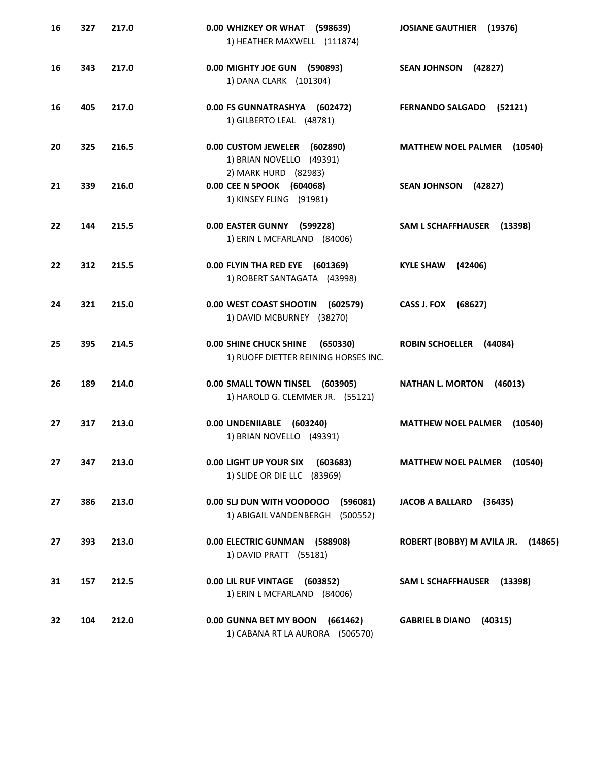| | | | | |
|---|---|---|---|---|
| 16 | 327 | 217.0 | 0.00 **WHIZKEY OR WHAT (598639)**<br>1) HEATHER MAXWELL (111874) | **JOSIANE GAUTHIER (19376)** |
| 16 | 343 | 217.0 | 0.00 **MIGHTY JOE GUN (590893)**<br>1) DANA CLARK (101304) | **SEAN JOHNSON (42827)** |
| 16 | 405 | 217.0 | 0.00 **FS GUNNATRASHYA (602472)**<br>1) GILBERTO LEAL (48781) | **FERNANDO SALGADO (52121)** |
| 20 | 325 | 216.5 | 0.00 **CUSTOM JEWELER (602890)**<br>1) BRIAN NOVELLO (49391)<br>2) MARK HURD (82983) | **MATTHEW NOEL PALMER (10540)** |
| 21 | 339 | 216.0 | 0.00 **CEE N SPOOK (604068)**<br>1) KINSEY FLING (91981) | **SEAN JOHNSON (42827)** |
| 22 | 144 | 215.5 | 0.00 **EASTER GUNNY (599228)**<br>1) ERIN L MCFARLAND (84006) | **SAM L SCHAFFHAUSER (13398)** |
| 22 | 312 | 215.5 | 0.00 **FLYIN THA RED EYE (601369)**<br>1) ROBERT SANTAGATA (43998) | **KYLE SHAW (42406)** |
| 24 | 321 | 215.0 | 0.00 **WEST COAST SHOOTIN (602579)**<br>1) DAVID MCBURNEY (38270) | **CASS J. FOX (68627)** |
| 25 | 395 | 214.5 | 0.00 **SHINE CHUCK SHINE (650330)**<br>1) RUOFF DIETTER REINING HORSES INC. | **ROBIN SCHOELLER (44084)** |
| 26 | 189 | 214.0 | 0.00 **SMALL TOWN TINSEL (603905)**<br>1) HAROLD G. CLEMMER JR. (55121) | **NATHAN L. MORTON (46013)** |
| 27 | 317 | 213.0 | 0.00 **UNDENIIABLE (603240)**<br>1) BRIAN NOVELLO (49391) | **MATTHEW NOEL PALMER (10540)** |
| 27 | 347 | 213.0 | 0.00 **LIGHT UP YOUR SIX (603683)**<br>1) SLIDE OR DIE LLC (83969) | **MATTHEW NOEL PALMER (10540)** |
| 27 | 386 | 213.0 | 0.00 **SLJ DUN WITH VOODOOO (596081)**<br>1) ABIGAIL VANDENBERGH (500552) | **JACOB A BALLARD (36435)** |
| 27 | 393 | 213.0 | 0.00 **ELECTRIC GUNMAN (588908)**<br>1) DAVID PRATT (55181) | **ROBERT (BOBBY) M AVILA JR. (14865)** |
| 31 | 157 | 212.5 | 0.00 **LIL RUF VINTAGE (603852)**<br>1) ERIN L MCFARLAND (84006) | **SAM L SCHAFFHAUSER (13398)** |
| 32 | 104 | 212.0 | 0.00 **GUNNA BET MY BOON (661462)**<br>1) CABANA RT LA AURORA (506570) | **GABRIEL B DIANO (40315)** |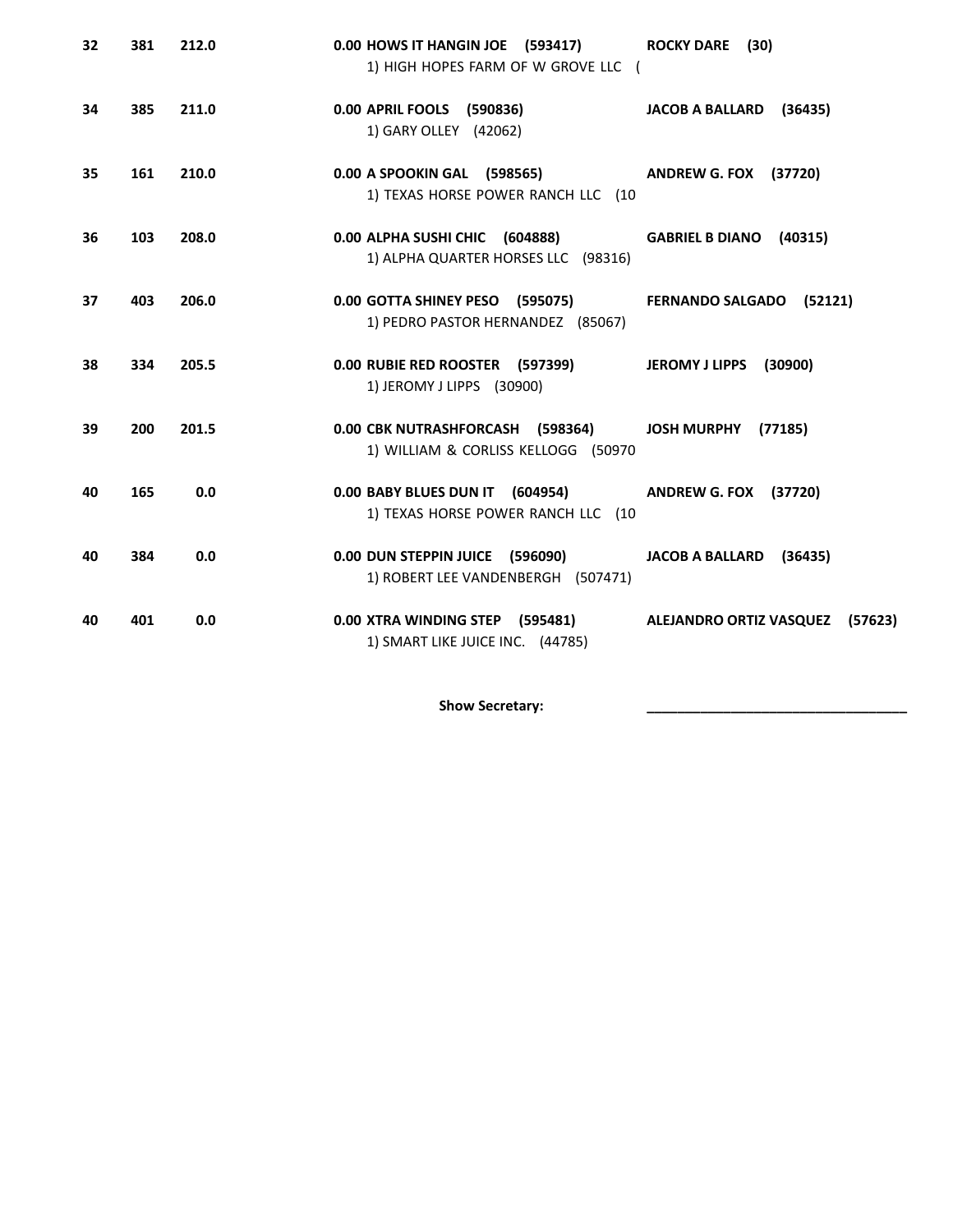| | | | | |
|---|---|---|---|---|
| **32** | **381** | **212.0** | **0.00 HOWS IT HANGIN JOE (593417)**<br>1) HIGH HOPES FARM OF W GROVE LLC ( | **ROCKY DARE (30)** |
| **34** | **385** | **211.0** | **0.00 APRIL FOOLS (590836)**<br>1) GARY OLLEY (42062) | **JACOB A BALLARD (36435)** |
| **35** | **161** | **210.0** | **0.00 A SPOOKIN GAL (598565)**<br>1) TEXAS HORSE POWER RANCH LLC (10 | **ANDREW G. FOX (37720)** |
| **36** | **103** | **208.0** | **0.00 ALPHA SUSHI CHIC (604888)**<br>1) ALPHA QUARTER HORSES LLC (98316) | **GABRIEL B DIANO (40315)** |
| **37** | **403** | **206.0** | **0.00 GOTTA SHINEY PESO (595075)**<br>1) PEDRO PASTOR HERNANDEZ (85067) | **FERNANDO SALGADO (52121)** |
| **38** | **334** | **205.5** | **0.00 RUBIE RED ROOSTER (597399)**<br>1) JEROMY J LIPPS (30900) | **JEROMY J LIPPS (30900)** |
| **39** | **200** | **201.5** | **0.00 CBK NUTRASHFORCASH (598364)**<br>1) WILLIAM & CORLISS KELLOGG (50970 | **JOSH MURPHY (77185)** |
| **40** | **165** | **0.0** | **0.00 BABY BLUES DUN IT (604954)**<br>1) TEXAS HORSE POWER RANCH LLC (10 | **ANDREW G. FOX (37720)** |
| **40** | **384** | **0.0** | **0.00 DUN STEPPIN JUICE (596090)**<br>1) ROBERT LEE VANDENBERGH (507471) | **JACOB A BALLARD (36435)** |
| **40** | **401** | **0.0** | **0.00 XTRA WINDING STEP (595481)**<br>1) SMART LIKE JUICE INC. (44785) | **ALEJANDRO ORTIZ VASQUEZ (57623)** |

**Show Secretary:** ______________________________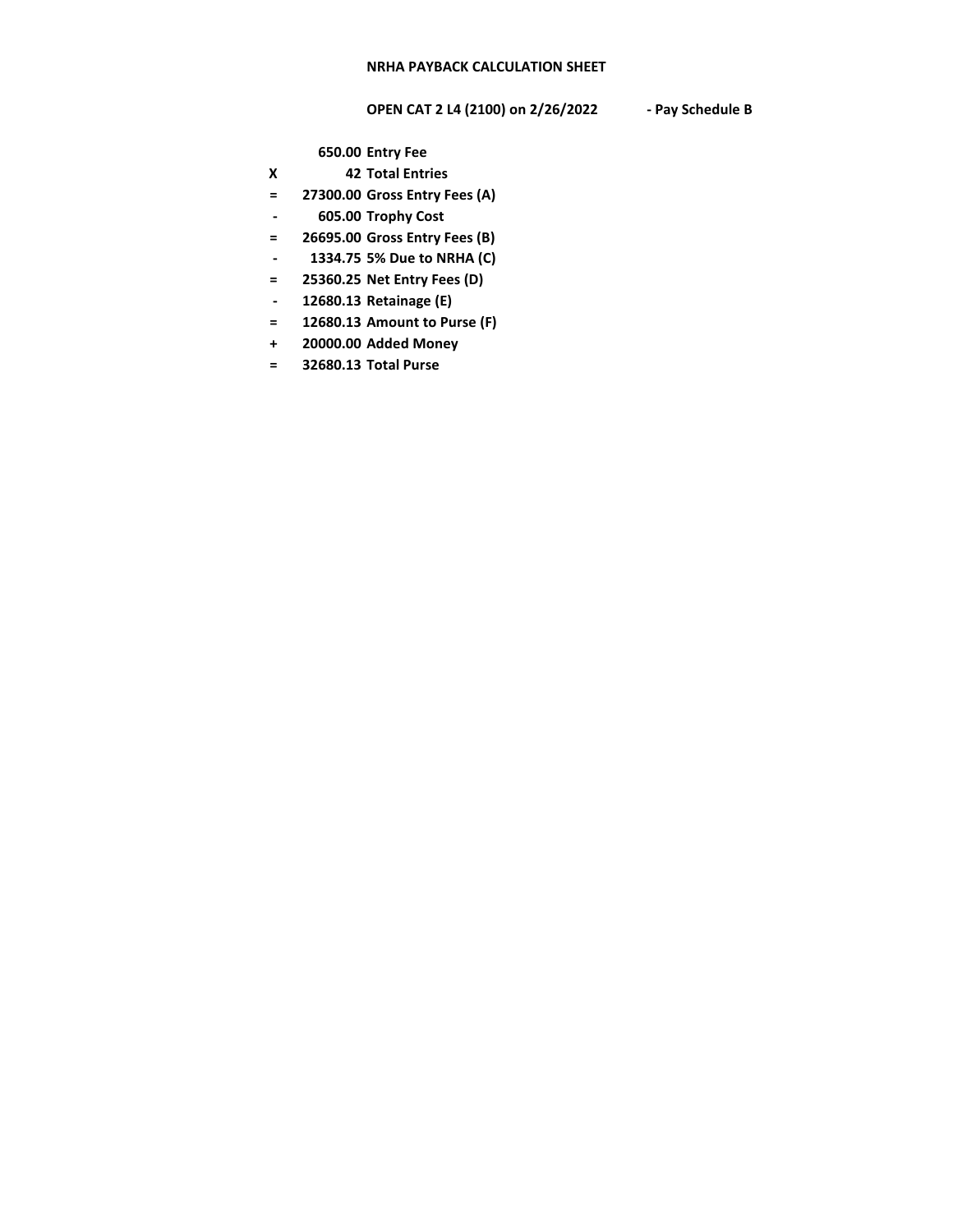**NRHA PAYBACK CALCULATION SHEET**

**OPEN CAT 2 L4 (2100) on 2/26/2022 - Pay Schedule B**

| | | |
|---|---|---|
| | 650.00 | Entry Fee |
| X | 42 | Total Entries |
| = | 27300.00 | Gross Entry Fees (A) |
| - | 605.00 | Trophy Cost |
| = | 26695.00 | Gross Entry Fees (B) |
| - | 1334.75 | 5% Due to NRHA (C) |
| = | 25360.25 | Net Entry Fees (D) |
| - | 12680.13 | Retainage (E) |
| = | 12680.13 | Amount to Purse (F) |
| + | 20000.00 | Added Money |
| = | 32680.13 | Total Purse |